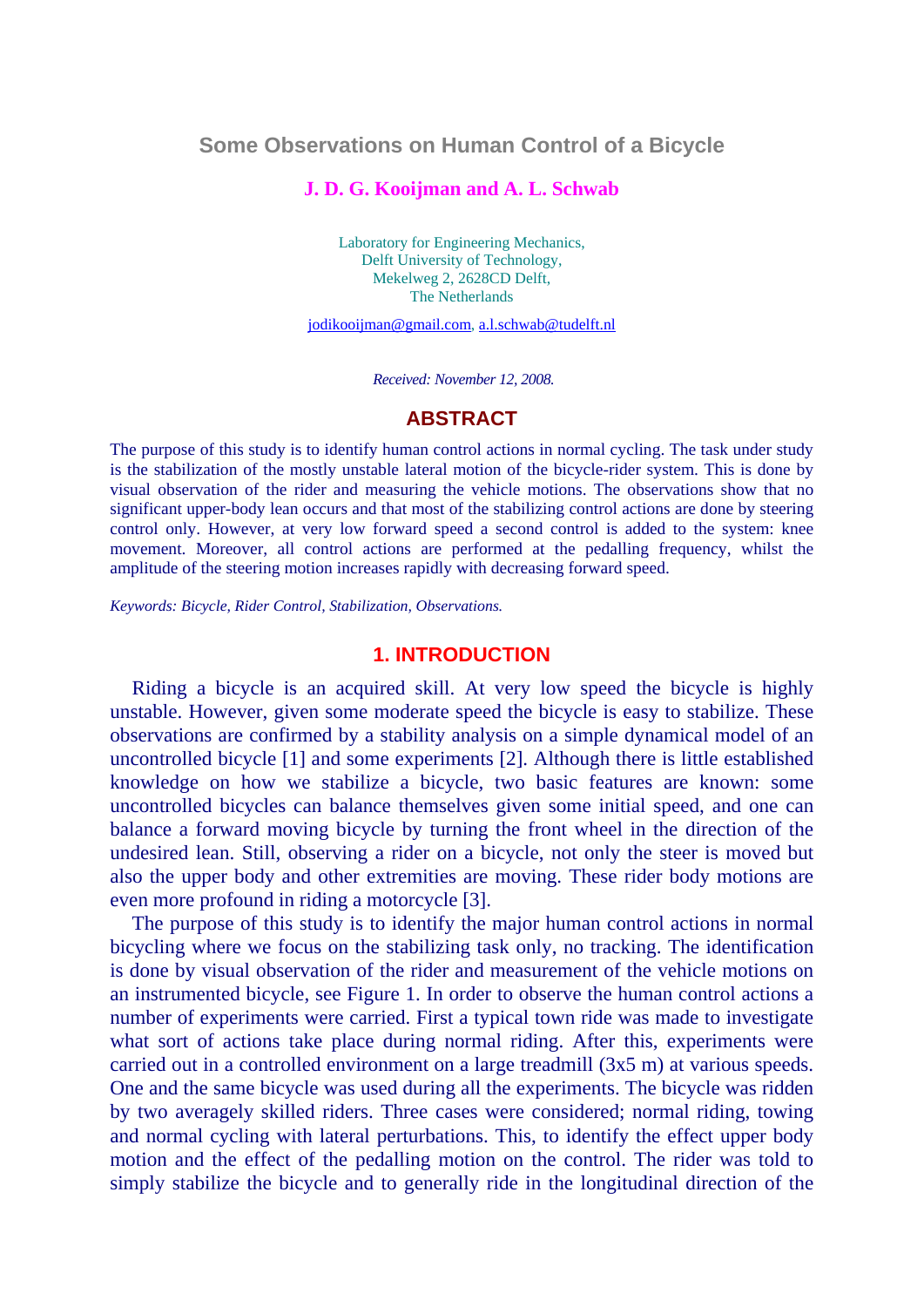# Some Observations on Human Control of a Bicycle

**J. D. G. Kooijman and A. L. Schwab**

Laboratory for Engineering Mechanics,
Delft University of Technology,
Mekelweg 2, 2628CD Delft,
The Netherlands

jodikooijman@gmail.com, a.l.schwab@tudelft.nl

*Received: November 12, 2008.*

## ABSTRACT

The purpose of this study is to identify human control actions in normal cycling. The task under study is the stabilization of the mostly unstable lateral motion of the bicycle-rider system. This is done by visual observation of the rider and measuring the vehicle motions. The observations show that no significant upper-body lean occurs and that most of the stabilizing control actions are done by steering control only. However, at very low forward speed a second control is added to the system: knee movement. Moreover, all control actions are performed at the pedalling frequency, whilst the amplitude of the steering motion increases rapidly with decreasing forward speed.

*Keywords: Bicycle, Rider Control, Stabilization, Observations.*

## 1. INTRODUCTION

Riding a bicycle is an acquired skill. At very low speed the bicycle is highly unstable. However, given some moderate speed the bicycle is easy to stabilize. These observations are confirmed by a stability analysis on a simple dynamical model of an uncontrolled bicycle [1] and some experiments [2]. Although there is little established knowledge on how we stabilize a bicycle, two basic features are known: some uncontrolled bicycles can balance themselves given some initial speed, and one can balance a forward moving bicycle by turning the front wheel in the direction of the undesired lean. Still, observing a rider on a bicycle, not only the steer is moved but also the upper body and other extremities are moving. These rider body motions are even more profound in riding a motorcycle [3].

The purpose of this study is to identify the major human control actions in normal bicycling where we focus on the stabilizing task only, no tracking. The identification is done by visual observation of the rider and measurement of the vehicle motions on an instrumented bicycle, see Figure 1. In order to observe the human control actions a number of experiments were carried. First a typical town ride was made to investigate what sort of actions take place during normal riding. After this, experiments were carried out in a controlled environment on a large treadmill (3x5 m) at various speeds. One and the same bicycle was used during all the experiments. The bicycle was ridden by two averagely skilled riders. Three cases were considered; normal riding, towing and normal cycling with lateral perturbations. This, to identify the effect upper body motion and the effect of the pedalling motion on the control. The rider was told to simply stabilize the bicycle and to generally ride in the longitudinal direction of the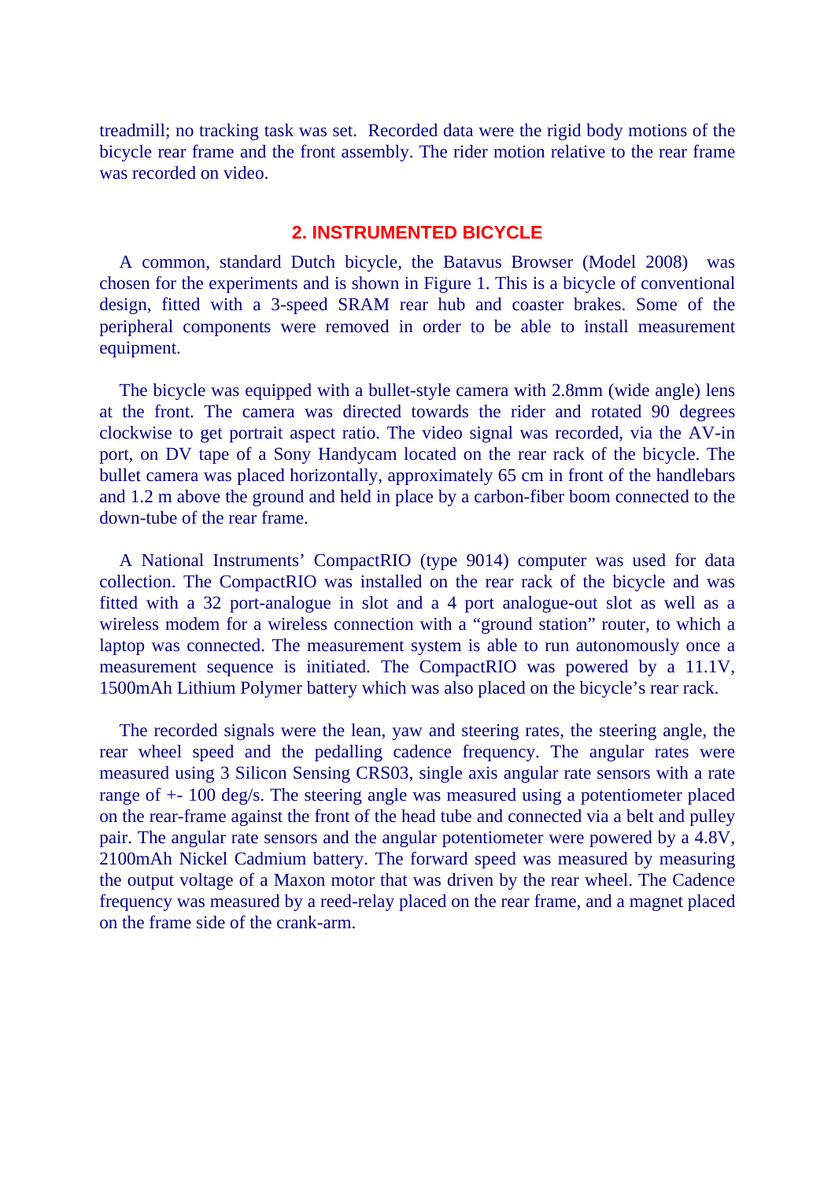treadmill; no tracking task was set. Recorded data were the rigid body motions of the bicycle rear frame and the front assembly. The rider motion relative to the rear frame was recorded on video.

## 2. INSTRUMENTED BICYCLE

A common, standard Dutch bicycle, the Batavus Browser (Model 2008) was chosen for the experiments and is shown in Figure 1. This is a bicycle of conventional design, fitted with a 3-speed SRAM rear hub and coaster brakes. Some of the peripheral components were removed in order to be able to install measurement equipment.

The bicycle was equipped with a bullet-style camera with 2.8mm (wide angle) lens at the front. The camera was directed towards the rider and rotated 90 degrees clockwise to get portrait aspect ratio. The video signal was recorded, via the AV-in port, on DV tape of a Sony Handycam located on the rear rack of the bicycle. The bullet camera was placed horizontally, approximately 65 cm in front of the handlebars and 1.2 m above the ground and held in place by a carbon-fiber boom connected to the down-tube of the rear frame.

A National Instruments' CompactRIO (type 9014) computer was used for data collection. The CompactRIO was installed on the rear rack of the bicycle and was fitted with a 32 port-analogue in slot and a 4 port analogue-out slot as well as a wireless modem for a wireless connection with a "ground station" router, to which a laptop was connected. The measurement system is able to run autonomously once a measurement sequence is initiated. The CompactRIO was powered by a 11.1V, 1500mAh Lithium Polymer battery which was also placed on the bicycle's rear rack.

The recorded signals were the lean, yaw and steering rates, the steering angle, the rear wheel speed and the pedalling cadence frequency. The angular rates were measured using 3 Silicon Sensing CRS03, single axis angular rate sensors with a rate range of +- 100 deg/s. The steering angle was measured using a potentiometer placed on the rear-frame against the front of the head tube and connected via a belt and pulley pair. The angular rate sensors and the angular potentiometer were powered by a 4.8V, 2100mAh Nickel Cadmium battery. The forward speed was measured by measuring the output voltage of a Maxon motor that was driven by the rear wheel. The Cadence frequency was measured by a reed-relay placed on the rear frame, and a magnet placed on the frame side of the crank-arm.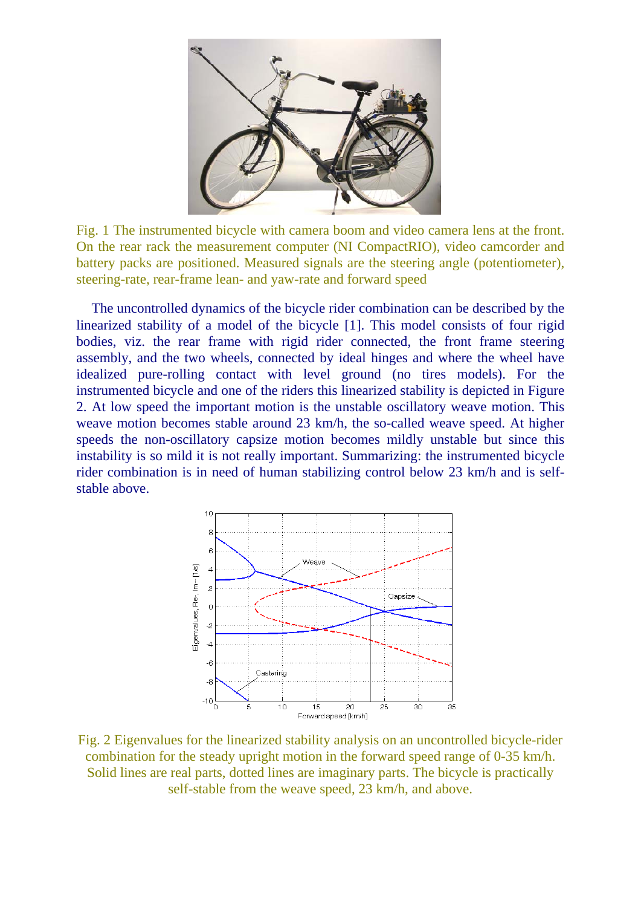Fig. 1 The instrumented bicycle with camera boom and video camera lens at the front. On the rear rack the measurement computer (NI CompactRIO), video camcorder and battery packs are positioned. Measured signals are the steering angle (potentiometer), steering-rate, rear-frame lean- and yaw-rate and forward speed

The uncontrolled dynamics of the bicycle rider combination can be described by the linearized stability of a model of the bicycle [1]. This model consists of four rigid bodies, viz. the rear frame with rigid rider connected, the front frame steering assembly, and the two wheels, connected by ideal hinges and where the wheel have idealized pure-rolling contact with level ground (no tires models). For the instrumented bicycle and one of the riders this linearized stability is depicted in Figure 2. At low speed the important motion is the unstable oscillatory weave motion. This weave motion becomes stable around 23 km/h, the so-called weave speed. At higher speeds the non-oscillatory capsize motion becomes mildly unstable but since this instability is so mild it is not really important. Summarizing: the instrumented bicycle rider combination is in need of human stabilizing control below 23 km/h and is self-stable above.

Fig. 2 Eigenvalues for the linearized stability analysis on an uncontrolled bicycle-rider combination for the steady upright motion in the forward speed range of 0-35 km/h. Solid lines are real parts, dotted lines are imaginary parts. The bicycle is practically self-stable from the weave speed, 23 km/h, and above.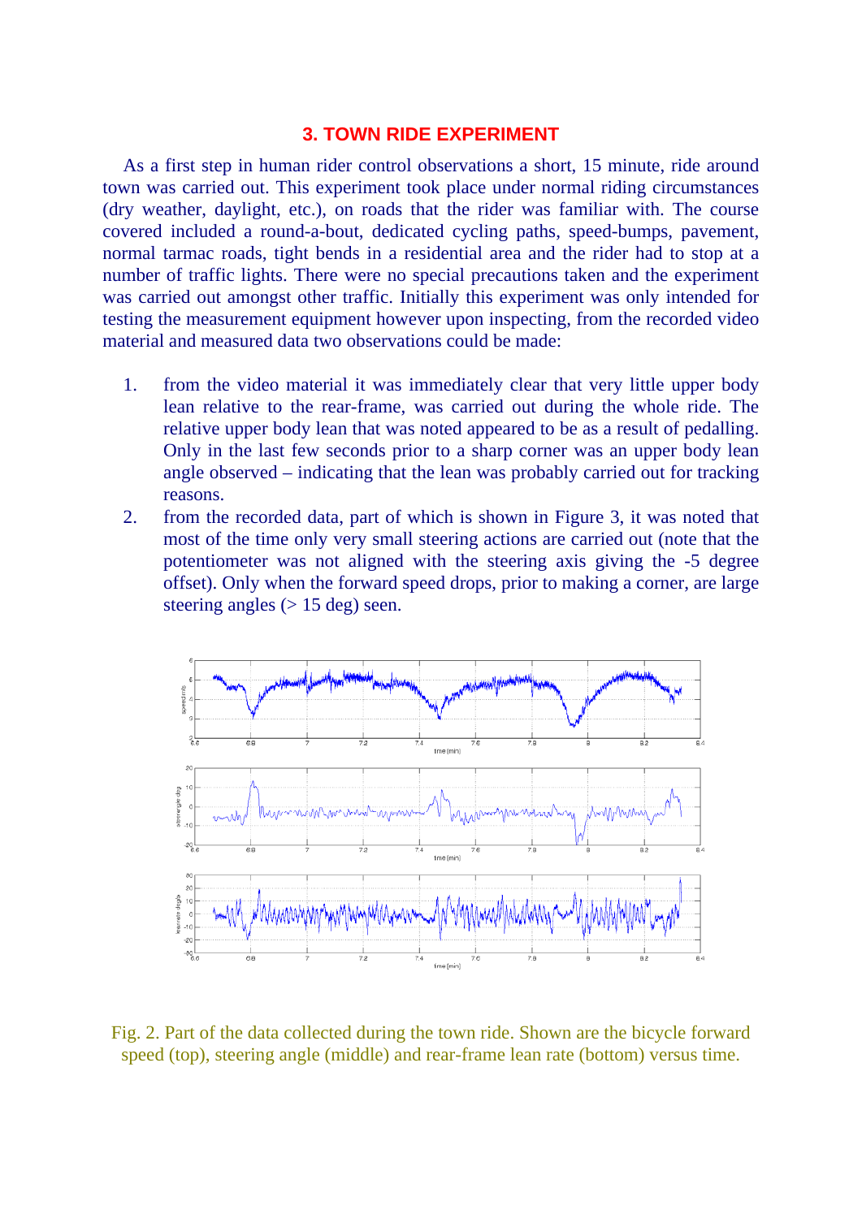## 3. TOWN RIDE EXPERIMENT

As a first step in human rider control observations a short, 15 minute, ride around town was carried out. This experiment took place under normal riding circumstances (dry weather, daylight, etc.), on roads that the rider was familiar with. The course covered included a round-a-bout, dedicated cycling paths, speed-bumps, pavement, normal tarmac roads, tight bends in a residential area and the rider had to stop at a number of traffic lights. There were no special precautions taken and the experiment was carried out amongst other traffic. Initially this experiment was only intended for testing the measurement equipment however upon inspecting, from the recorded video material and measured data two observations could be made:

1. from the video material it was immediately clear that very little upper body lean relative to the rear-frame, was carried out during the whole ride. The relative upper body lean that was noted appeared to be as a result of pedalling. Only in the last few seconds prior to a sharp corner was an upper body lean angle observed – indicating that the lean was probably carried out for tracking reasons.
2. from the recorded data, part of which is shown in Figure 3, it was noted that most of the time only very small steering actions are carried out (note that the potentiometer was not aligned with the steering axis giving the -5 degree offset). Only when the forward speed drops, prior to making a corner, are large steering angles (> 15 deg) seen.

Fig. 2. Part of the data collected during the town ride. Shown are the bicycle forward speed (top), steering angle (middle) and rear-frame lean rate (bottom) versus time.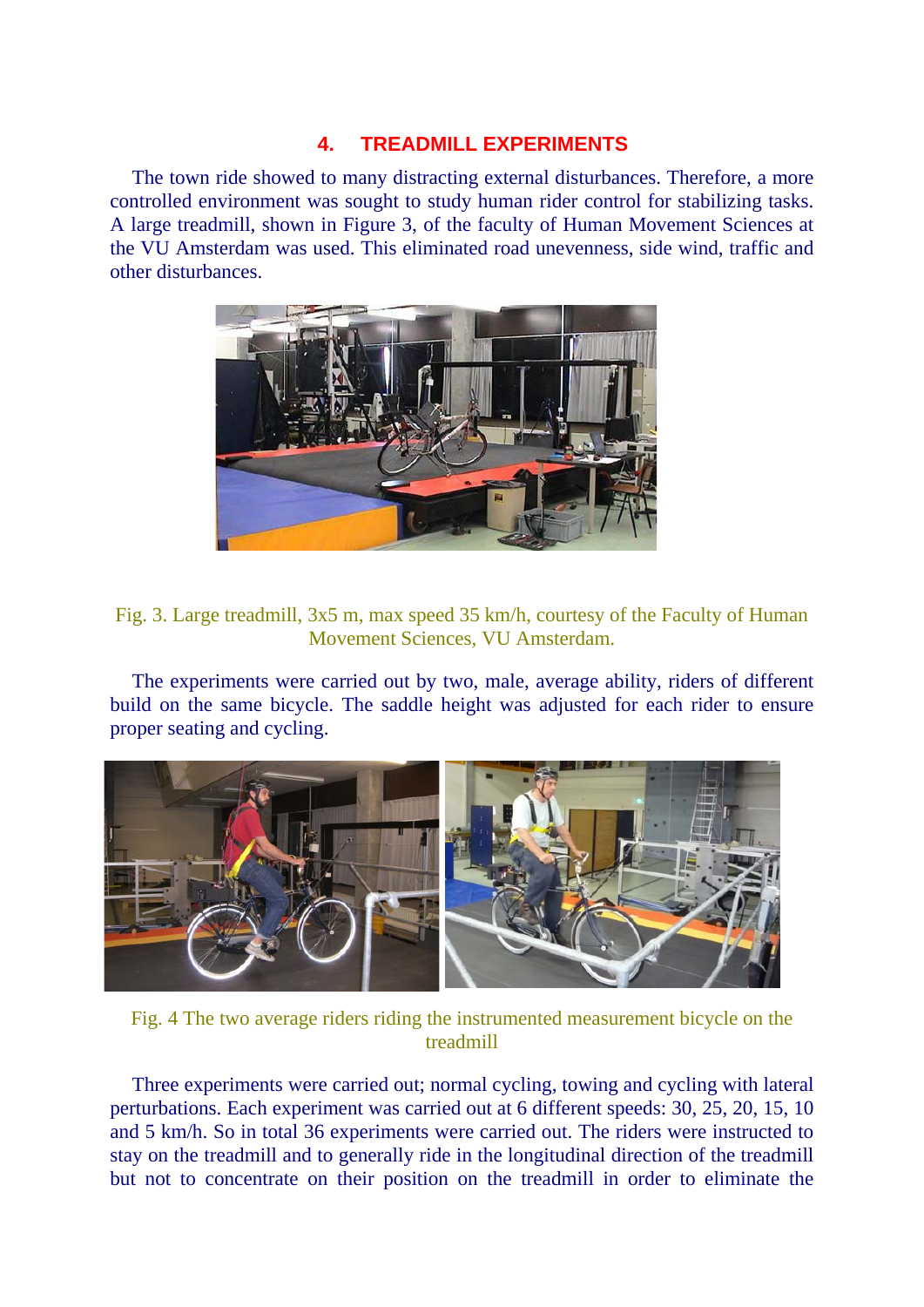## 4. TREADMILL EXPERIMENTS

The town ride showed to many distracting external disturbances. Therefore, a more controlled environment was sought to study human rider control for stabilizing tasks. A large treadmill, shown in Figure 3, of the faculty of Human Movement Sciences at the VU Amsterdam was used. This eliminated road unevenness, side wind, traffic and other disturbances.

Fig. 3. Large treadmill, 3x5 m, max speed 35 km/h, courtesy of the Faculty of Human Movement Sciences, VU Amsterdam.

The experiments were carried out by two, male, average ability, riders of different build on the same bicycle. The saddle height was adjusted for each rider to ensure proper seating and cycling.

Fig. 4 The two average riders riding the instrumented measurement bicycle on the treadmill

Three experiments were carried out; normal cycling, towing and cycling with lateral perturbations. Each experiment was carried out at 6 different speeds: 30, 25, 20, 15, 10 and 5 km/h. So in total 36 experiments were carried out. The riders were instructed to stay on the treadmill and to generally ride in the longitudinal direction of the treadmill but not to concentrate on their position on the treadmill in order to eliminate the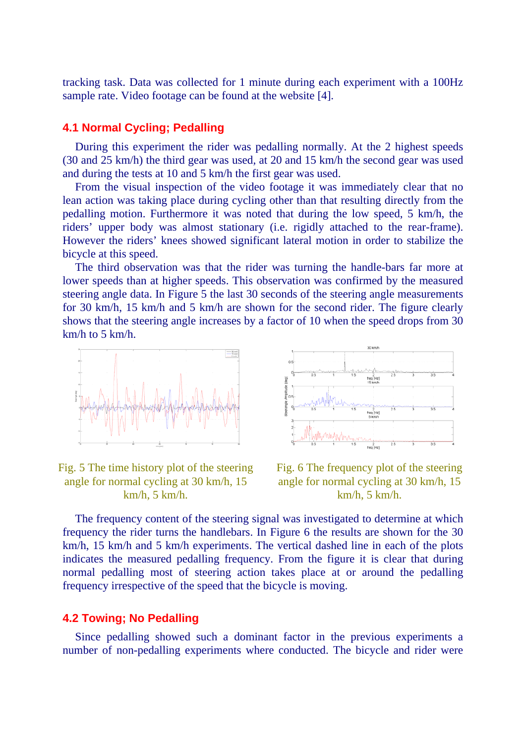tracking task. Data was collected for 1 minute during each experiment with a 100Hz sample rate. Video footage can be found at the website [4].

### 4.1 Normal Cycling; Pedalling

During this experiment the rider was pedalling normally. At the 2 highest speeds (30 and 25 km/h) the third gear was used, at 20 and 15 km/h the second gear was used and during the tests at 10 and 5 km/h the first gear was used.

From the visual inspection of the video footage it was immediately clear that no lean action was taking place during cycling other than that resulting directly from the pedalling motion. Furthermore it was noted that during the low speed, 5 km/h, the riders' upper body was almost stationary (i.e. rigidly attached to the rear-frame). However the riders' knees showed significant lateral motion in order to stabilize the bicycle at this speed.

The third observation was that the rider was turning the handle-bars far more at lower speeds than at higher speeds. This observation was confirmed by the measured steering angle data. In Figure 5 the last 30 seconds of the steering angle measurements for 30 km/h, 15 km/h and 5 km/h are shown for the second rider. The figure clearly shows that the steering angle increases by a factor of 10 when the speed drops from 30 km/h to 5 km/h.

Fig. 5 The time history plot of the steering angle for normal cycling at 30 km/h, 15 km/h, 5 km/h.

Fig. 6 The frequency plot of the steering angle for normal cycling at 30 km/h, 15 km/h, 5 km/h.

The frequency content of the steering signal was investigated to determine at which frequency the rider turns the handlebars. In Figure 6 the results are shown for the 30 km/h, 15 km/h and 5 km/h experiments. The vertical dashed line in each of the plots indicates the measured pedalling frequency. From the figure it is clear that during normal pedalling most of steering action takes place at or around the pedalling frequency irrespective of the speed that the bicycle is moving.

### 4.2 Towing; No Pedalling

Since pedalling showed such a dominant factor in the previous experiments a number of non-pedalling experiments where conducted. The bicycle and rider were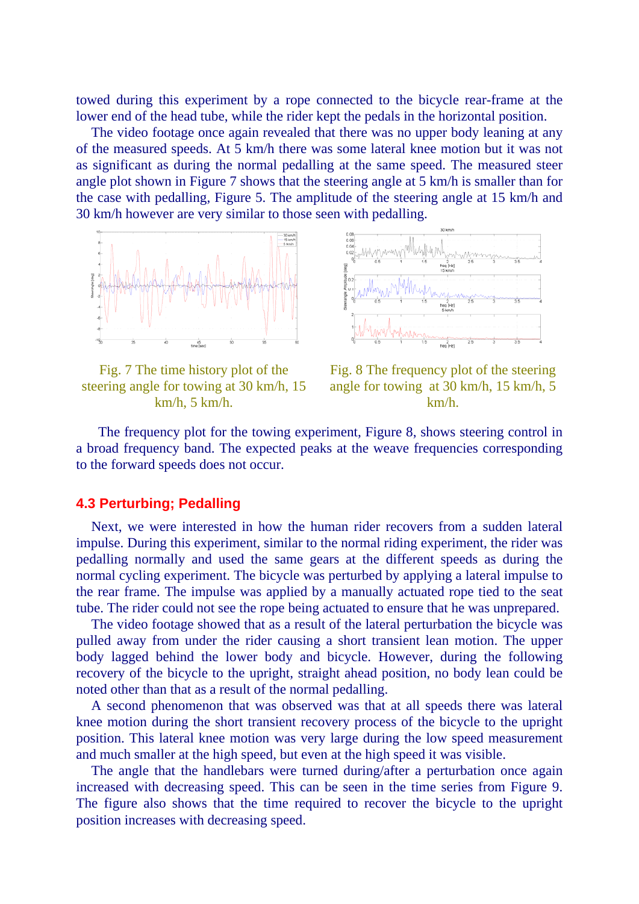towed during this experiment by a rope connected to the bicycle rear-frame at the lower end of the head tube, while the rider kept the pedals in the horizontal position.

The video footage once again revealed that there was no upper body leaning at any of the measured speeds. At 5 km/h there was some lateral knee motion but it was not as significant as during the normal pedalling at the same speed. The measured steer angle plot shown in Figure 7 shows that the steering angle at 5 km/h is smaller than for the case with pedalling, Figure 5. The amplitude of the steering angle at 15 km/h and 30 km/h however are very similar to those seen with pedalling.

Fig. 7 The time history plot of the steering angle for towing at 30 km/h, 15 km/h, 5 km/h.

Fig. 8 The frequency plot of the steering angle for towing at 30 km/h, 15 km/h, 5 km/h.

The frequency plot for the towing experiment, Figure 8, shows steering control in a broad frequency band. The expected peaks at the weave frequencies corresponding to the forward speeds does not occur.

## 4.3 Perturbing; Pedalling

Next, we were interested in how the human rider recovers from a sudden lateral impulse. During this experiment, similar to the normal riding experiment, the rider was pedalling normally and used the same gears at the different speeds as during the normal cycling experiment. The bicycle was perturbed by applying a lateral impulse to the rear frame. The impulse was applied by a manually actuated rope tied to the seat tube. The rider could not see the rope being actuated to ensure that he was unprepared.

The video footage showed that as a result of the lateral perturbation the bicycle was pulled away from under the rider causing a short transient lean motion. The upper body lagged behind the lower body and bicycle. However, during the following recovery of the bicycle to the upright, straight ahead position, no body lean could be noted other than that as a result of the normal pedalling.

A second phenomenon that was observed was that at all speeds there was lateral knee motion during the short transient recovery process of the bicycle to the upright position. This lateral knee motion was very large during the low speed measurement and much smaller at the high speed, but even at the high speed it was visible.

The angle that the handlebars were turned during/after a perturbation once again increased with decreasing speed. This can be seen in the time series from Figure 9. The figure also shows that the time required to recover the bicycle to the upright position increases with decreasing speed.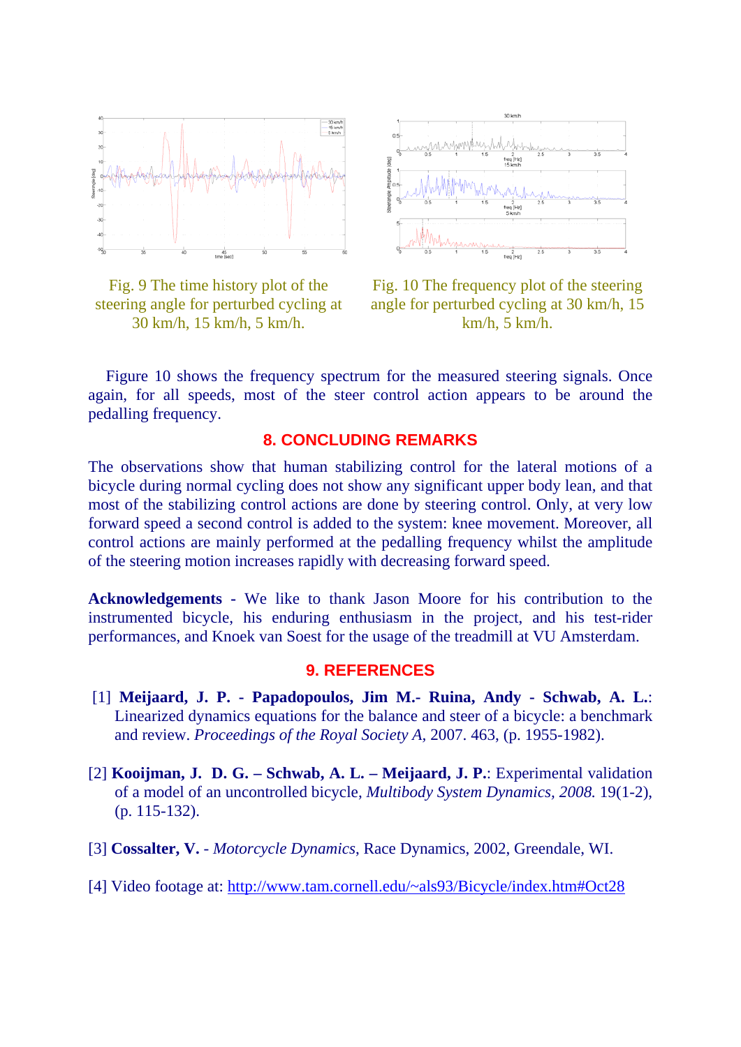Fig. 9 The time history plot of the steering angle for perturbed cycling at 30 km/h, 15 km/h, 5 km/h.

Fig. 10 The frequency plot of the steering angle for perturbed cycling at 30 km/h, 15 km/h, 5 km/h.

Figure 10 shows the frequency spectrum for the measured steering signals. Once again, for all speeds, most of the steer control action appears to be around the pedalling frequency.

## 8. CONCLUDING REMARKS

The observations show that human stabilizing control for the lateral motions of a bicycle during normal cycling does not show any significant upper body lean, and that most of the stabilizing control actions are done by steering control. Only, at very low forward speed a second control is added to the system: knee movement. Moreover, all control actions are mainly performed at the pedalling frequency whilst the amplitude of the steering motion increases rapidly with decreasing forward speed.

**Acknowledgements** - We like to thank Jason Moore for his contribution to the instrumented bicycle, his enduring enthusiasm in the project, and his test-rider performances, and Knoek van Soest for the usage of the treadmill at VU Amsterdam.

## 9. REFERENCES

[1] **Meijaard, J. P. - Papadopoulos, Jim M.- Ruina, Andy - Schwab, A. L.**: Linearized dynamics equations for the balance and steer of a bicycle: a benchmark and review. *Proceedings of the Royal Society A*, 2007. 463, (p. 1955-1982).

[2] **Kooijman, J. D. G. – Schwab, A. L. – Meijaard, J. P.**: Experimental validation of a model of an uncontrolled bicycle, *Multibody System Dynamics, 2008.* 19(1-2), (p. 115-132).

[3] **Cossalter, V.** - *Motorcycle Dynamics*, Race Dynamics, 2002, Greendale, WI.

[4] Video footage at: http://www.tam.cornell.edu/~als93/Bicycle/index.htm#Oct28